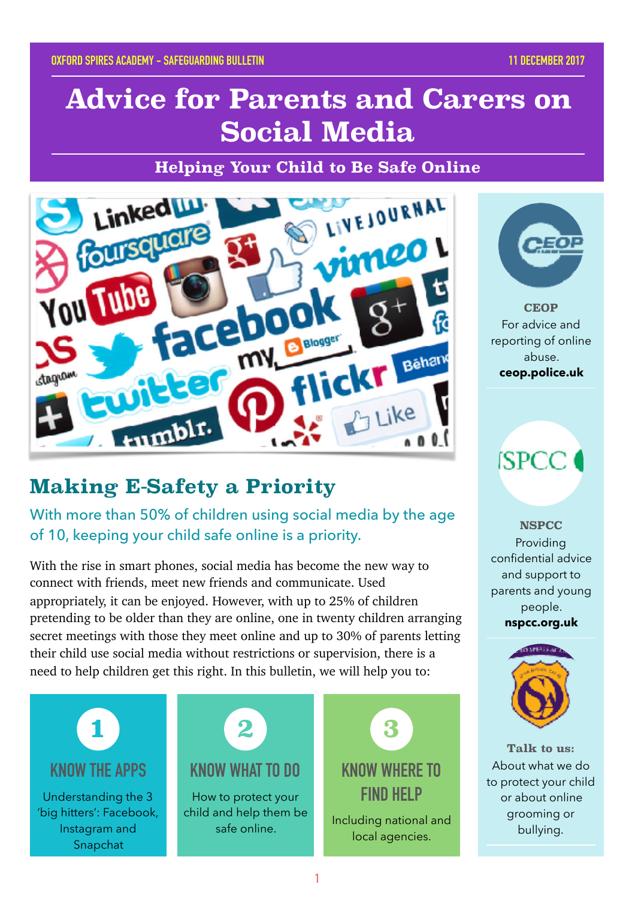OXFORD SPIRES ACADEMY – SAFEGUARDING BULLETIN 11 DECEMBER 2017

# Advice for Parents and Carers on Social Media

### Helping Your Child to Be Safe Online

## Making E-Safety a Priority

With more than 50% of children using social media by the age of 10, keeping your child safe online is a priority.

With the rise in smart phones, social media has become the new way to connect with friends, meet new friends and communicate. Used appropriately, it can be enjoyed. However, with up to 25% of children pretending to be older than they are online, one in twenty children arranging secret meetings with those they meet online and up to 30% of parents letting their child use social media without restrictions or supervision, there is a need to help children get this right. In this bulletin, we will help you to:

### 1 KNOW THE APPS

Understanding the 3 'big hitters': Facebook, Instagram and Snapchat

### 2 KNOW WHAT TO DO

How to protect your child and help them be safe online.

### 3 KNOW WHERE TO FIND HELP

Including national and local agencies.

**CEOP**
For advice and reporting of online abuse.
**ceop.police.uk**

**NSPCC**
Providing confidential advice and support to parents and young people.
**nspcc.org.uk**

**Talk to us:**
About what we do to protect your child or about online grooming or bullying.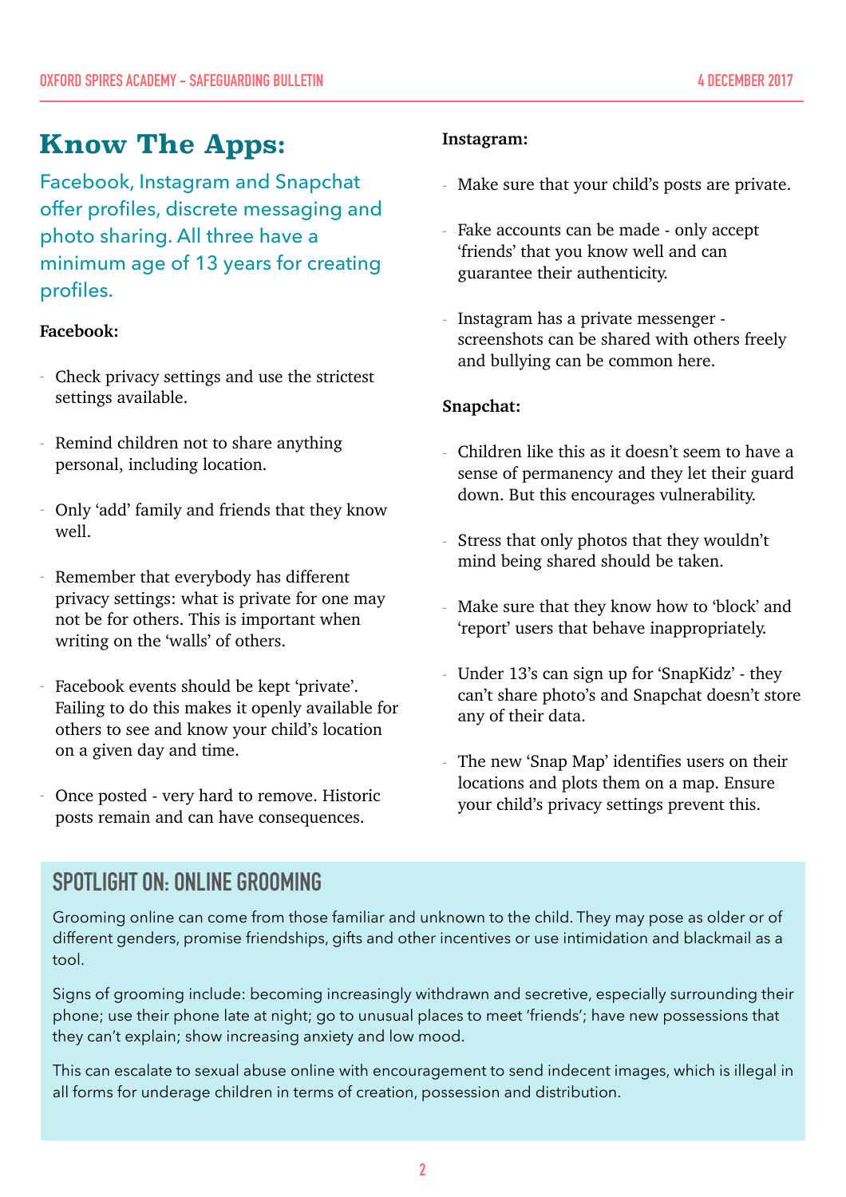# Know The Apps:

Facebook, Instagram and Snapchat offer profiles, discrete messaging and photo sharing. All three have a minimum age of 13 years for creating profiles.

**Facebook:**

- Check privacy settings and use the strictest settings available.
- Remind children not to share anything personal, including location.
- Only 'add' family and friends that they know well.
- Remember that everybody has different privacy settings: what is private for one may not be for others. This is important when writing on the 'walls' of others.
- Facebook events should be kept 'private'. Failing to do this makes it openly available for others to see and know your child's location on a given day and time.
- Once posted - very hard to remove. Historic posts remain and can have consequences.

**Instagram:**

- Make sure that your child's posts are private.
- Fake accounts can be made - only accept 'friends' that you know well and can guarantee their authenticity.
- Instagram has a private messenger - screenshots can be shared with others freely and bullying can be common here.

**Snapchat:**

- Children like this as it doesn't seem to have a sense of permanency and they let their guard down. But this encourages vulnerability.
- Stress that only photos that they wouldn't mind being shared should be taken.
- Make sure that they know how to 'block' and 'report' users that behave inappropriately.
- Under 13's can sign up for 'SnapKidz' - they can't share photo's and Snapchat doesn't store any of their data.
- The new 'Snap Map' identifies users on their locations and plots them on a map. Ensure your child's privacy settings prevent this.

## SPOTLIGHT ON: ONLINE GROOMING

Grooming online can come from those familiar and unknown to the child. They may pose as older or of different genders, promise friendships, gifts and other incentives or use intimidation and blackmail as a tool.

Signs of grooming include: becoming increasingly withdrawn and secretive, especially surrounding their phone; use their phone late at night; go to unusual places to meet 'friends'; have new possessions that they can't explain; show increasing anxiety and low mood.

This can escalate to sexual abuse online with encouragement to send indecent images, which is illegal in all forms for underage children in terms of creation, possession and distribution.